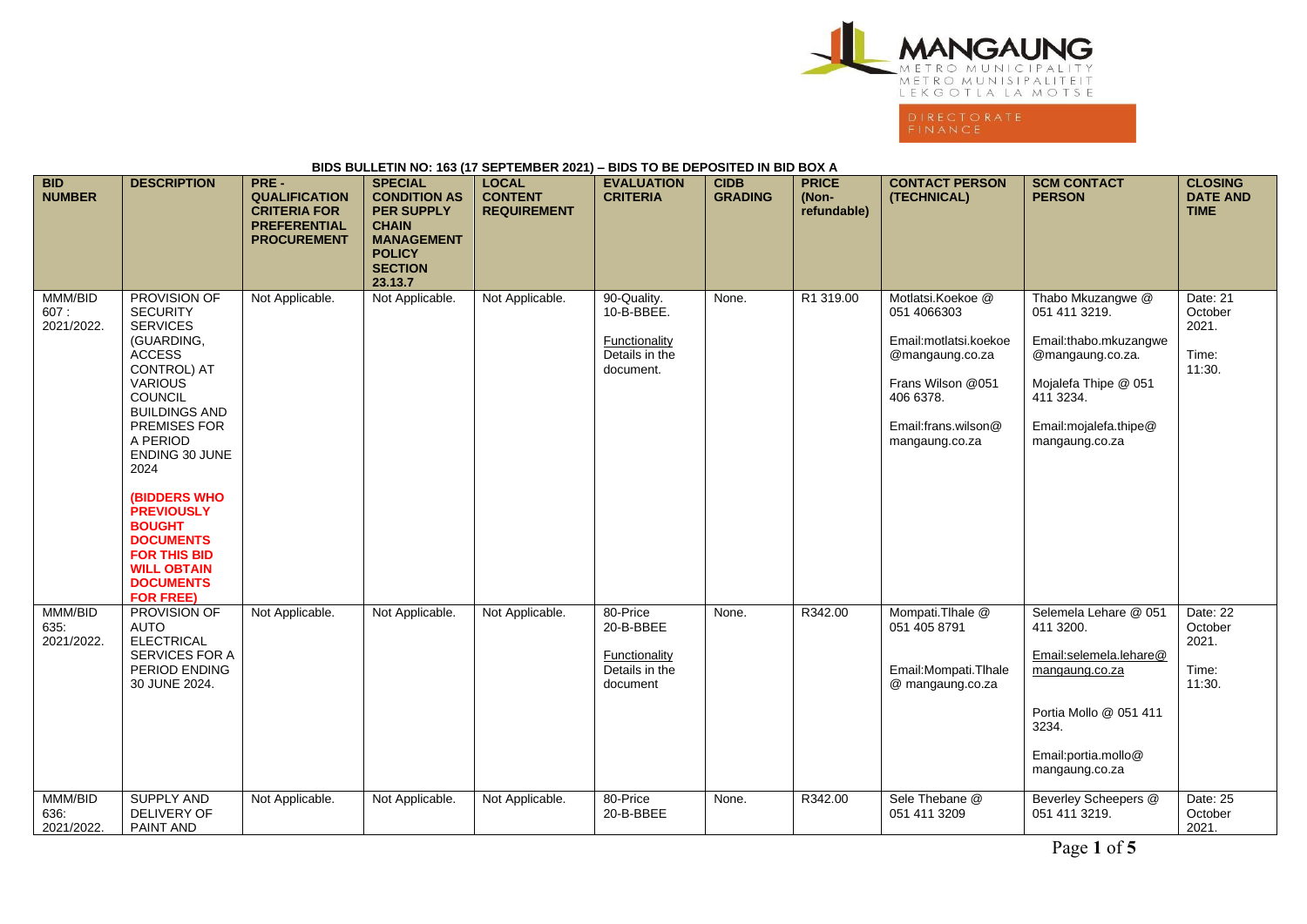MANGAUNG
METRO MUNICIPALITY
METRO MUNISIPALITEIT
LEKGOTLA LA MOTSE

DIRECTORATE FINANCE

**BIDS BULLETIN NO: 163 (17 SEPTEMBER 2021) – BIDS TO BE DEPOSITED IN BID BOX A**

| BID NUMBER | DESCRIPTION | PRE - QUALIFICATION CRITERIA FOR PREFERENTIAL PROCUREMENT | SPECIAL CONDITION AS PER SUPPLY CHAIN MANAGEMENT POLICY SECTION 23.13.7 | LOCAL CONTENT REQUIREMENT | EVALUATION CRITERIA | CIDB GRADING | PRICE (Non-refundable) | CONTACT PERSON (TECHNICAL) | SCM CONTACT PERSON | CLOSING DATE AND TIME |
|---|---|---|---|---|---|---|---|---|---|---|
| MMM/BID 607 : 2021/2022. | PROVISION OF SECURITY SERVICES (GUARDING, ACCESS CONTROL) AT VARIOUS COUNCIL BUILDINGS AND PREMISES FOR A PERIOD ENDING 30 JUNE 2024<br><br>**(BIDDERS WHO PREVIOUSLY BOUGHT DOCUMENTS FOR THIS BID WILL OBTAIN DOCUMENTS FOR FREE)** | Not Applicable. | Not Applicable. | Not Applicable. | 90-Quality.<br>10-B-BBEE.<br><br>Functionality Details in the document. | None. | R1 319.00 | Motlatsi.Koekoe @ 051 4066303<br><br>Email:motlatsi.koekoe @mangaung.co.za<br><br>Frans Wilson @051 406 6378.<br><br>Email:frans.wilson@ mangaung.co.za | Thabo Mkuzangwe @ 051 411 3219.<br><br>Email:thabo.mkuzangwe @mangaung.co.za.<br><br>Mojalefa Thipe @ 051 411 3234.<br><br>Email:mojalefa.thipe@ mangaung.co.za | Date: 21 October 2021.<br><br>Time: 11:30. |
| MMM/BID 635: 2021/2022. | PROVISION OF AUTO ELECTRICAL SERVICES FOR A PERIOD ENDING 30 JUNE 2024. | Not Applicable. | Not Applicable. | Not Applicable. | 80-Price<br>20-B-BBEE<br><br>Functionality Details in the document | None. | R342.00 | Mompati.Tlhale @ 051 405 8791<br><br>Email:Mompati.Tlhale @ mangaung.co.za | Selemela Lehare @ 051 411 3200.<br><br>Email:selemela.lehare@ mangaung.co.za<br><br>Portia Mollo @ 051 411 3234.<br><br>Email:portia.mollo@ mangaung.co.za | Date: 22 October 2021.<br><br>Time: 11:30. |
| MMM/BID 636: 2021/2022. | SUPPLY AND DELIVERY OF PAINT AND | Not Applicable. | Not Applicable. | Not Applicable. | 80-Price<br>20-B-BBEE | None. | R342.00 | Sele Thebane @ 051 411 3209 | Beverley Scheepers @ 051 411 3219. | Date: 25 October 2021. |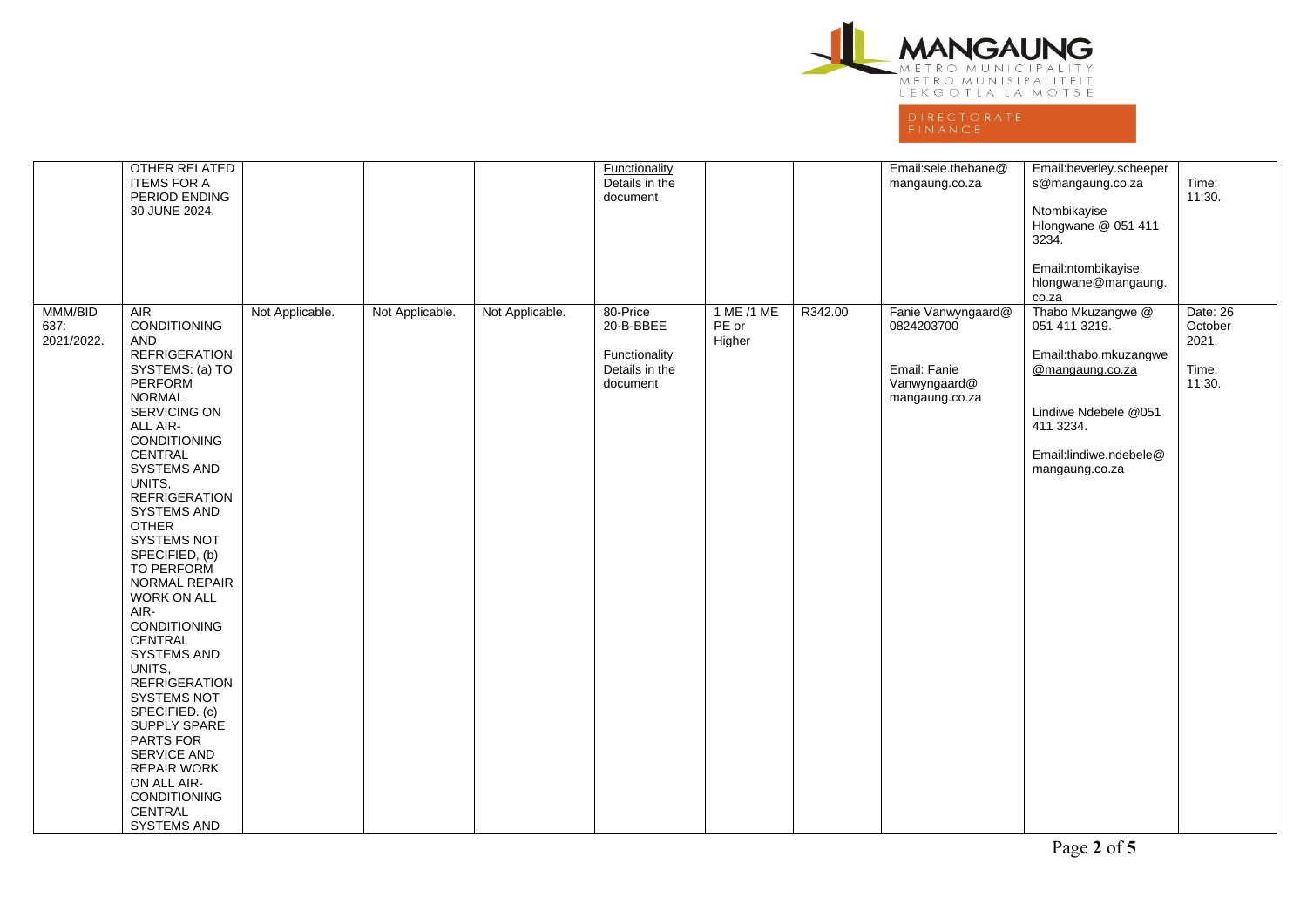| | | | | | | | | | | |
|---|---|---|---|---|---|---|---|---|---|---|
| | OTHER RELATED ITEMS FOR A PERIOD ENDING 30 JUNE 2024. | | | | Functionality Details in the document | | | Email:sele.thebane@ mangaung.co.za | Email:beverley.scheepers@mangaung.co.za<br><br>Ntombikayise Hlongwane @ 051 411 3234.<br><br>Email:ntombikayise. hlongwane@mangaung. co.za | Time: 11:30. |
| MMM/BID 637: 2021/2022. | AIR CONDITIONING AND REFRIGERATION SYSTEMS: (a) TO PERFORM NORMAL SERVICING ON ALL AIR-CONDITIONING CENTRAL SYSTEMS AND UNITS, REFRIGERATION SYSTEMS AND OTHER SYSTEMS NOT SPECIFIED, (b) TO PERFORM NORMAL REPAIR WORK ON ALL AIR-CONDITIONING CENTRAL SYSTEMS AND UNITS, REFRIGERATION SYSTEMS NOT SPECIFIED. (c) SUPPLY SPARE PARTS FOR SERVICE AND REPAIR WORK ON ALL AIR-CONDITIONING CENTRAL SYSTEMS AND | Not Applicable. | Not Applicable. | Not Applicable. | 80-Price<br>20-B-BBEE<br><br>Functionality Details in the document | 1 ME /1 ME PE or Higher | R342.00 | Fanie Vanwyngaard@ 0824203700<br><br>Email: Fanie Vanwyngaard@ mangaung.co.za | Thabo Mkuzangwe @ 051 411 3219.<br><br>Email:thabo.mkuzangwe@mangaung.co.za<br><br>Lindiwe Ndebele @051 411 3234.<br><br>Email:lindiwe.ndebele@ mangaung.co.za | Date: 26 October 2021.<br><br>Time: 11:30. |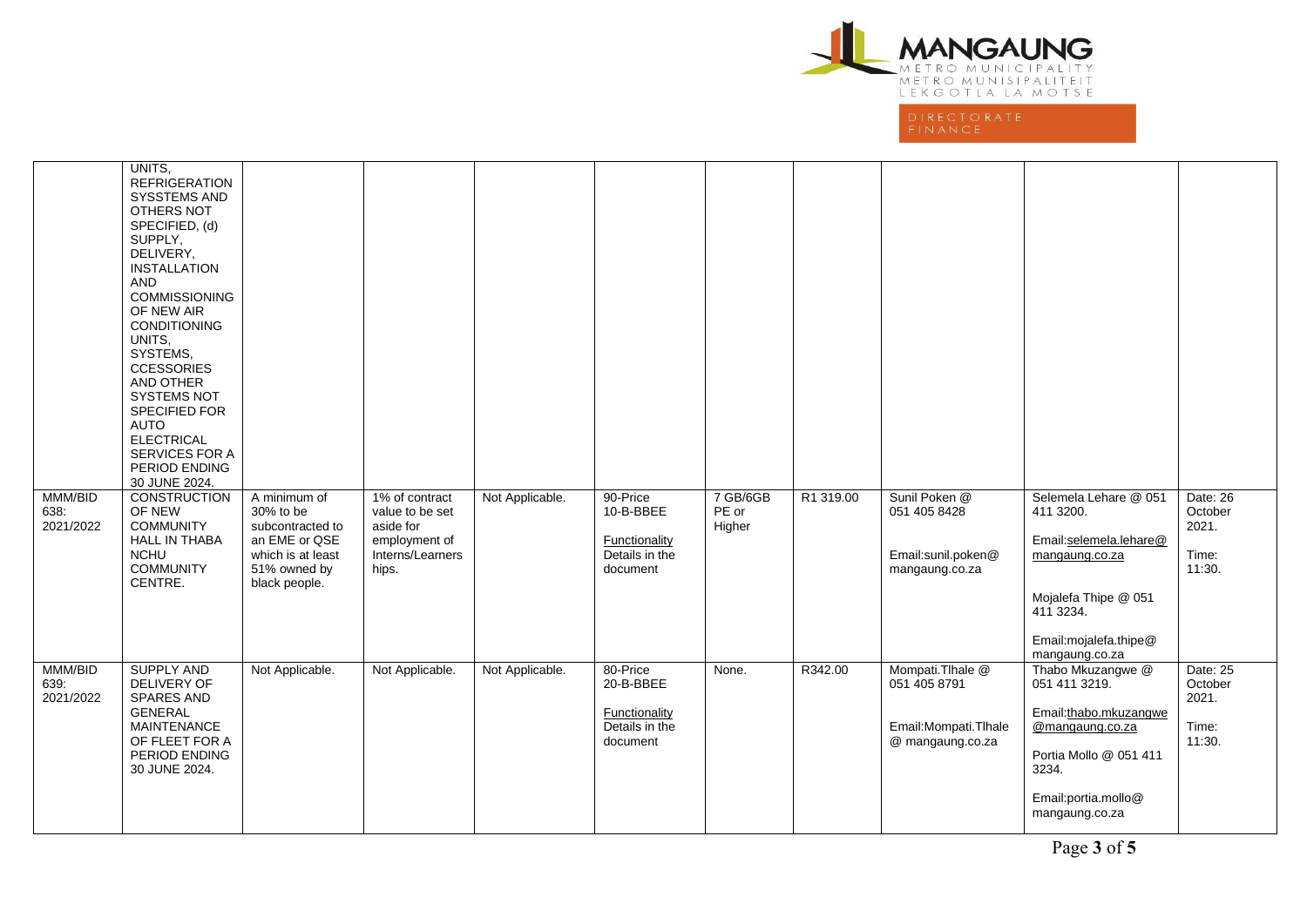| | | | | | | | | | | |
|---|---|---|---|---|---|---|---|---|---|---|
| | UNITS, REFRIGERATION SYSSTEMS AND OTHERS NOT SPECIFIED, (d) SUPPLY, DELIVERY, INSTALLATION AND COMMISSIONING OF NEW AIR CONDITIONING UNITS, SYSTEMS, CCESSORIES AND OTHER SYSTEMS NOT SPECIFIED FOR AUTO ELECTRICAL SERVICES FOR A PERIOD ENDING 30 JUNE 2024. | | | | | | | | | |
| MMM/BID 638: 2021/2022 | CONSTRUCTION OF NEW COMMUNITY HALL IN THABA NCHU COMMUNITY CENTRE. | A minimum of 30% to be subcontracted to an EME or QSE which is at least 51% owned by black people. | 1% of contract value to be set aside for employment of Interns/Learnerships. | Not Applicable. | 90-Price 10-B-BBEE Functionality Details in the document | 7 GB/6GB PE or Higher | R1 319.00 | Sunil Poken @ 051 405 8428 Email:sunil.poken@ mangaung.co.za | Selemela Lehare @ 051 411 3200. Email:selemela.lehare@ mangaung.co.za Mojalefa Thipe @ 051 411 3234. Email:mojalefa.thipe@ mangaung.co.za | Date: 26 October 2021. Time: 11:30. |
| MMM/BID 639: 2021/2022 | SUPPLY AND DELIVERY OF SPARES AND GENERAL MAINTENANCE OF FLEET FOR A PERIOD ENDING 30 JUNE 2024. | Not Applicable. | Not Applicable. | Not Applicable. | 80-Price 20-B-BBEE Functionality Details in the document | None. | R342.00 | Mompati.Tlhale @ 051 405 8791 Email:Mompati.Tlhale @ mangaung.co.za | Thabo Mkuzangwe @ 051 411 3219. Email:thabo.mkuzangwe @mangaung.co.za Portia Mollo @ 051 411 3234. Email:portia.mollo@ mangaung.co.za | Date: 25 October 2021. Time: 11:30. |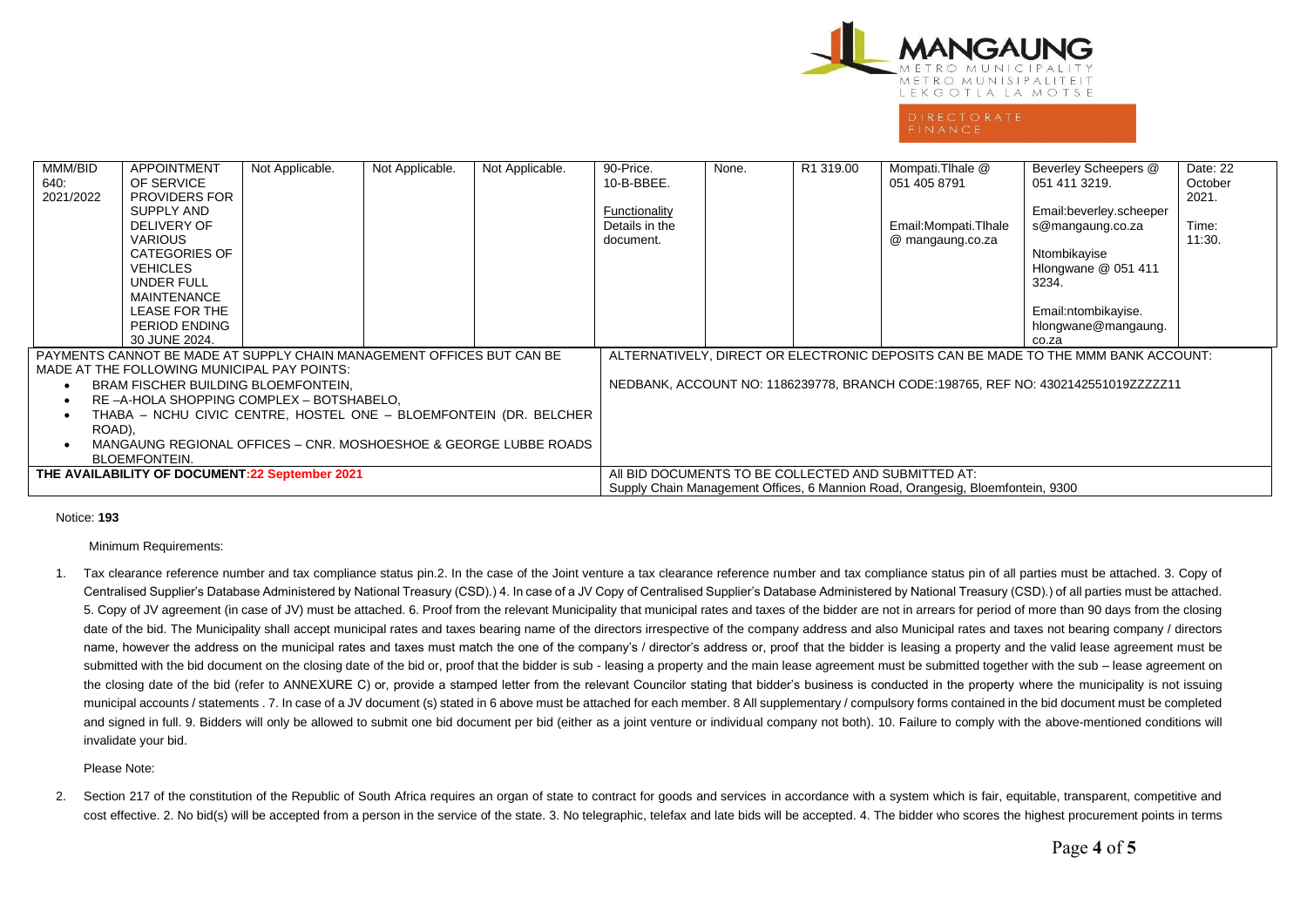| MMM/BID 640: 2021/2022 | APPOINTMENT OF SERVICE PROVIDERS FOR SUPPLY AND DELIVERY OF VARIOUS CATEGORIES OF VEHICLES UNDER FULL MAINTENANCE LEASE FOR THE PERIOD ENDING 30 JUNE 2024. | Not Applicable. | Not Applicable. | Not Applicable. | 90-Price. 10-B-BBEE. Functionality Details in the document. | None. | R1 319.00 | Mompati.Tlhale @ 051 405 8791 Email:Mompati.Tlhale @ mangaung.co.za | Beverley Scheepers @ 051 411 3219. Email:beverley.scheepers@mangaung.co.za Ntombikayise Hlongwane @ 051 411 3234. Email:ntombikayise.hlongwane@mangaung.co.za | Date: 22 October 2021. Time: 11:30. |
|---|---|---|---|---|---|---|---|---|---|---|

| | |
|---|---|
| PAYMENTS CANNOT BE MADE AT SUPPLY CHAIN MANAGEMENT OFFICES BUT CAN BE MADE AT THE FOLLOWING MUNICIPAL PAY POINTS: <br>• BRAM FISCHER BUILDING BLOEMFONTEIN, <br>• RE –A-HOLA SHOPPING COMPLEX – BOTSHABELO, <br>• THABA – NCHU CIVIC CENTRE, HOSTEL ONE – BLOEMFONTEIN (DR. BELCHER ROAD), <br>• MANGAUNG REGIONAL OFFICES – CNR. MOSHOESHOE & GEORGE LUBBE ROADS BLOEMFONTEIN. | ALTERNATIVELY, DIRECT OR ELECTRONIC DEPOSITS CAN BE MADE TO THE MMM BANK ACCOUNT: <br>NEDBANK, ACCOUNT NO: 1186239778, BRANCH CODE:198765, REF NO: 4302142551019ZZZZZ11 |
| **THE AVAILABILITY OF DOCUMENT:22 September 2021** | All BID DOCUMENTS TO BE COLLECTED AND SUBMITTED AT: <br>Supply Chain Management Offices, 6 Mannion Road, Orangesig, Bloemfontein, 9300 |

Notice: **193**

Minimum Requirements:

1. Tax clearance reference number and tax compliance status pin.2. In the case of the Joint venture a tax clearance reference number and tax compliance status pin of all parties must be attached. 3. Copy of Centralised Supplier's Database Administered by National Treasury (CSD).) 4. In case of a JV Copy of Centralised Supplier's Database Administered by National Treasury (CSD).) of all parties must be attached. 5. Copy of JV agreement (in case of JV) must be attached. 6. Proof from the relevant Municipality that municipal rates and taxes of the bidder are not in arrears for period of more than 90 days from the closing date of the bid. The Municipality shall accept municipal rates and taxes bearing name of the directors irrespective of the company address and also Municipal rates and taxes not bearing company / directors name, however the address on the municipal rates and taxes must match the one of the company's / director's address or, proof that the bidder is leasing a property and the valid lease agreement must be submitted with the bid document on the closing date of the bid or, proof that the bidder is sub - leasing a property and the main lease agreement must be submitted together with the sub – lease agreement on the closing date of the bid (refer to ANNEXURE C) or, provide a stamped letter from the relevant Councilor stating that bidder's business is conducted in the property where the municipality is not issuing municipal accounts / statements . 7. In case of a JV document (s) stated in 6 above must be attached for each member. 8 All supplementary / compulsory forms contained in the bid document must be completed and signed in full. 9. Bidders will only be allowed to submit one bid document per bid (either as a joint venture or individual company not both). 10. Failure to comply with the above-mentioned conditions will invalidate your bid.

Please Note:

2. Section 217 of the constitution of the Republic of South Africa requires an organ of state to contract for goods and services in accordance with a system which is fair, equitable, transparent, competitive and cost effective. 2. No bid(s) will be accepted from a person in the service of the state. 3. No telegraphic, telefax and late bids will be accepted. 4. The bidder who scores the highest procurement points in terms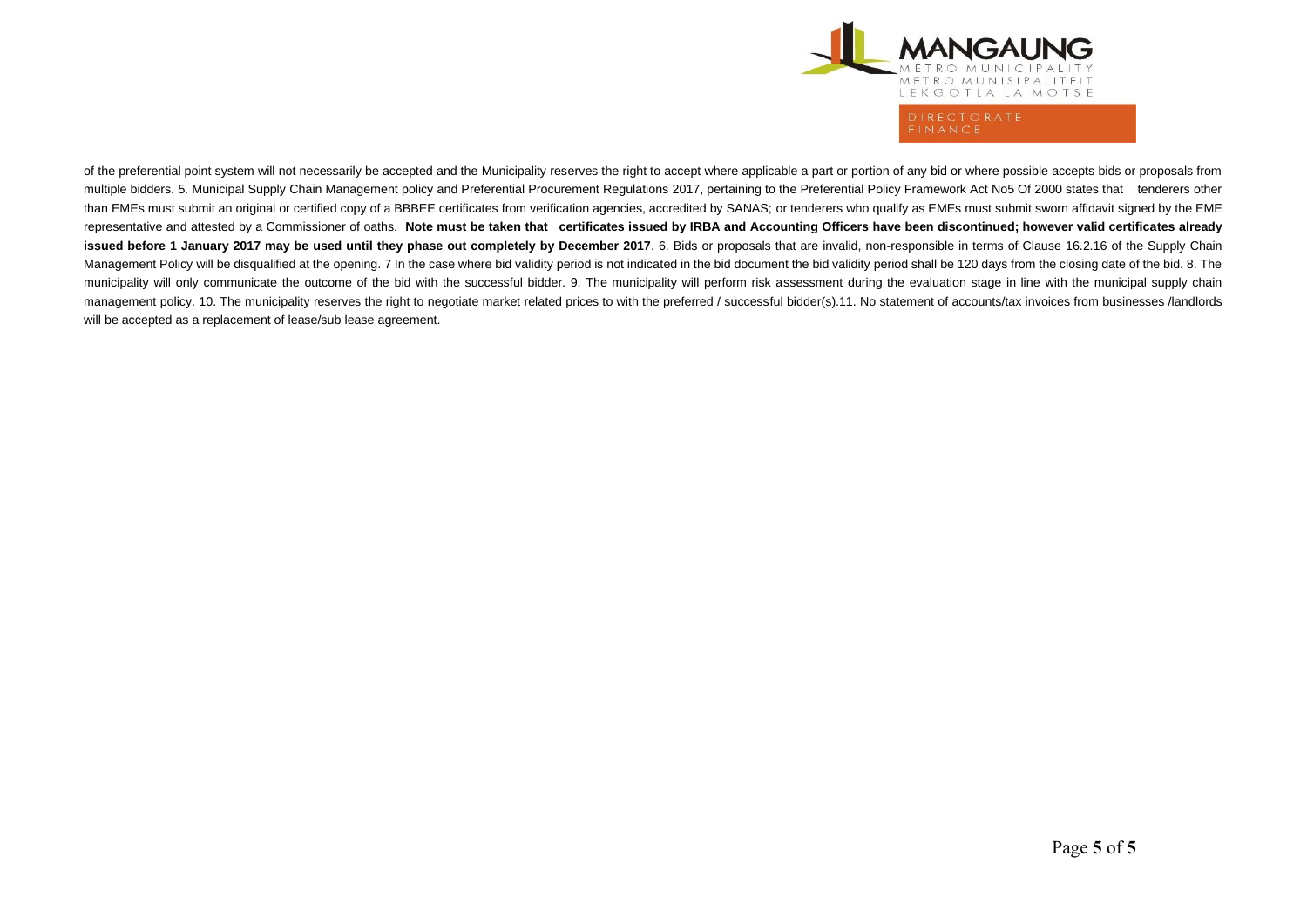of the preferential point system will not necessarily be accepted and the Municipality reserves the right to accept where applicable a part or portion of any bid or where possible accepts bids or proposals from multiple bidders. 5. Municipal Supply Chain Management policy and Preferential Procurement Regulations 2017, pertaining to the Preferential Policy Framework Act No5 Of 2000 states that tenderers other than EMEs must submit an original or certified copy of a BBBEE certificates from verification agencies, accredited by SANAS; or tenderers who qualify as EMEs must submit sworn affidavit signed by the EME representative and attested by a Commissioner of oaths. **Note must be taken that certificates issued by IRBA and Accounting Officers have been discontinued; however valid certificates already issued before 1 January 2017 may be used until they phase out completely by December 2017**. 6. Bids or proposals that are invalid, non-responsible in terms of Clause 16.2.16 of the Supply Chain Management Policy will be disqualified at the opening. 7 In the case where bid validity period is not indicated in the bid document the bid validity period shall be 120 days from the closing date of the bid. 8. The municipality will only communicate the outcome of the bid with the successful bidder. 9. The municipality will perform risk assessment during the evaluation stage in line with the municipal supply chain management policy. 10. The municipality reserves the right to negotiate market related prices to with the preferred / successful bidder(s).11. No statement of accounts/tax invoices from businesses /landlords will be accepted as a replacement of lease/sub lease agreement.